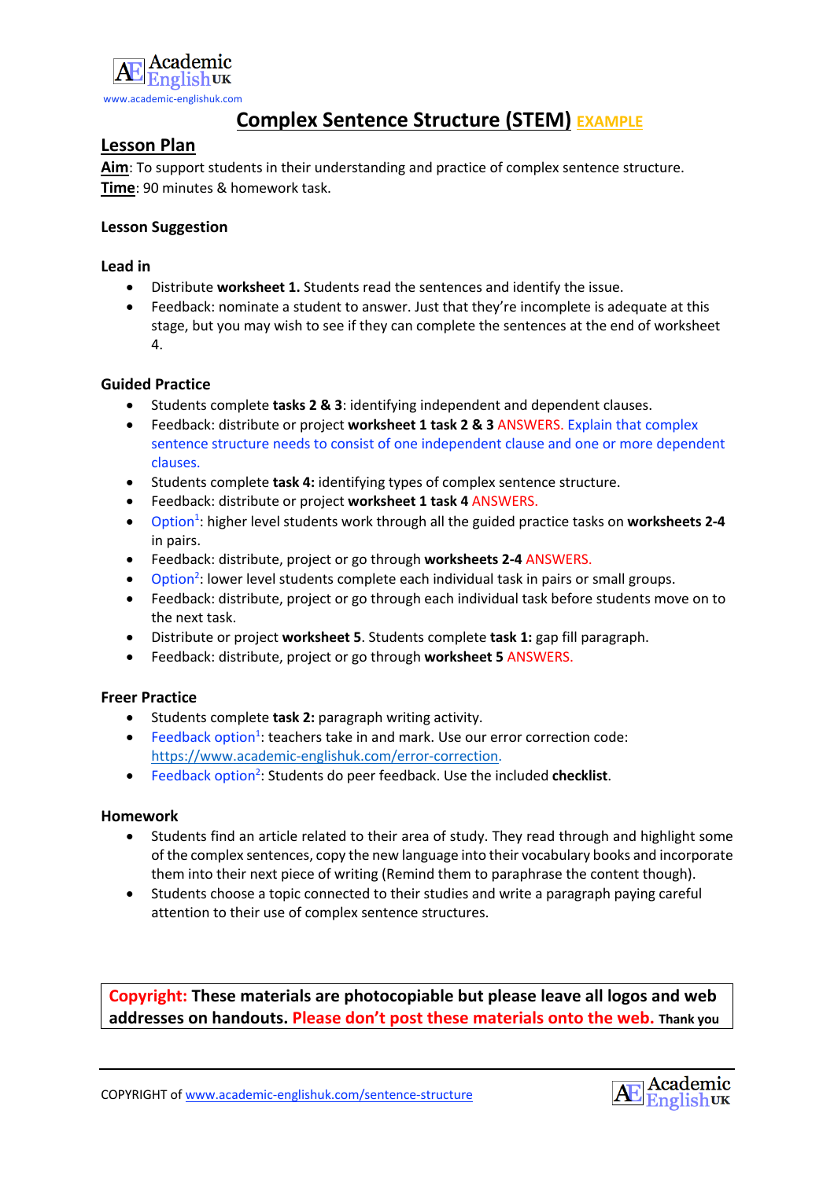Academic English UK
www.academic-englishuk.com

# Complex Sentence Structure (STEM) EXAMPLE

## Lesson Plan

**Aim**: To support students in their understanding and practice of complex sentence structure.
**Time**: 90 minutes & homework task.

**Lesson Suggestion**

**Lead in**

- Distribute **worksheet 1.** Students read the sentences and identify the issue.
- Feedback: nominate a student to answer. Just that they're incomplete is adequate at this stage, but you may wish to see if they can complete the sentences at the end of worksheet 4.

**Guided Practice**

- Students complete **tasks 2 & 3**: identifying independent and dependent clauses.
- Feedback: distribute or project **worksheet 1 task 2 & 3** ANSWERS. Explain that complex sentence structure needs to consist of one independent clause and one or more dependent clauses.
- Students complete **task 4:** identifying types of complex sentence structure.
- Feedback: distribute or project **worksheet 1 task 4** ANSWERS.
- Option[1]: higher level students work through all the guided practice tasks on **worksheets 2-4** in pairs.
- Feedback: distribute, project or go through **worksheets 2-4** ANSWERS.
- Option[2]: lower level students complete each individual task in pairs or small groups.
- Feedback: distribute, project or go through each individual task before students move on to the next task.
- Distribute or project **worksheet 5**. Students complete **task 1:** gap fill paragraph.
- Feedback: distribute, project or go through **worksheet 5** ANSWERS.

**Freer Practice**

- Students complete **task 2:** paragraph writing activity.
- Feedback option[1]: teachers take in and mark. Use our error correction code: https://www.academic-englishuk.com/error-correction.
- Feedback option[2]: Students do peer feedback. Use the included **checklist**.

**Homework**

- Students find an article related to their area of study. They read through and highlight some of the complex sentences, copy the new language into their vocabulary books and incorporate them into their next piece of writing (Remind them to paraphrase the content though).
- Students choose a topic connected to their studies and write a paragraph paying careful attention to their use of complex sentence structures.

**Copyright: These materials are photocopiable but please leave all logos and web addresses on handouts. Please don't post these materials onto the web. Thank you**

COPYRIGHT of www.academic-englishuk.com/sentence-structure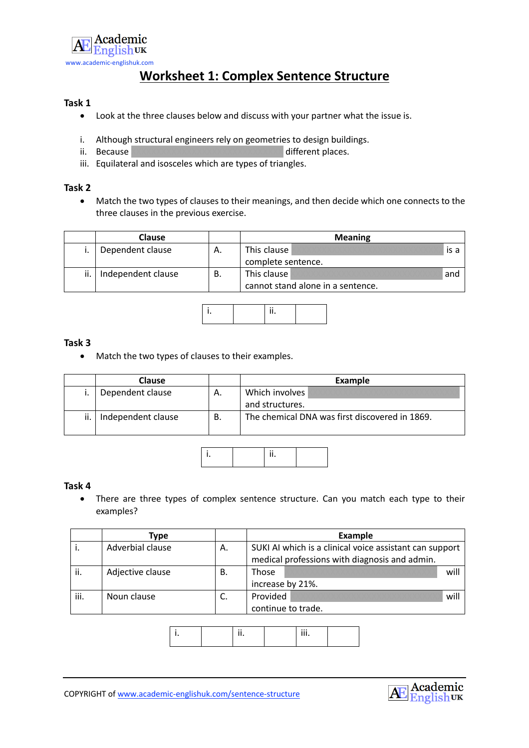# Worksheet 1: Complex Sentence Structure

### Task 1

- Look at the three clauses below and discuss with your partner what the issue is.

i. Although structural engineers rely on geometries to design buildings.
ii. Because different places.
iii. Equilateral and isosceles which are types of triangles.

### Task 2

- Match the two types of clauses to their meanings, and then decide which one connects to the three clauses in the previous exercise.

| | Clause | | Meaning |
|---|---|---|---|
| i. | Dependent clause | A. | This clause is a complete sentence. |
| ii. | Independent clause | B. | This clause and cannot stand alone in a sentence. |

| i. | | ii. | |
|---|---|---|---|

### Task 3

- Match the two types of clauses to their examples.

| | Clause | | Example |
|---|---|---|---|
| i. | Dependent clause | A. | Which involves and structures. |
| ii. | Independent clause | B. | The chemical DNA was first discovered in 1869. |

| i. | | ii. | |
|---|---|---|---|

### Task 4

- There are three types of complex sentence structure. Can you match each type to their examples?

| | Type | | Example |
|---|---|---|---|
| i. | Adverbial clause | A. | SUKI AI which is a clinical voice assistant can support medical professions with diagnosis and admin. |
| ii. | Adjective clause | B. | Those will increase by 21%. |
| iii. | Noun clause | C. | Provided will continue to trade. |

| i. | | ii. | | iii. | |
|---|---|---|---|---|---|

COPYRIGHT of www.academic-englishuk.com/sentence-structure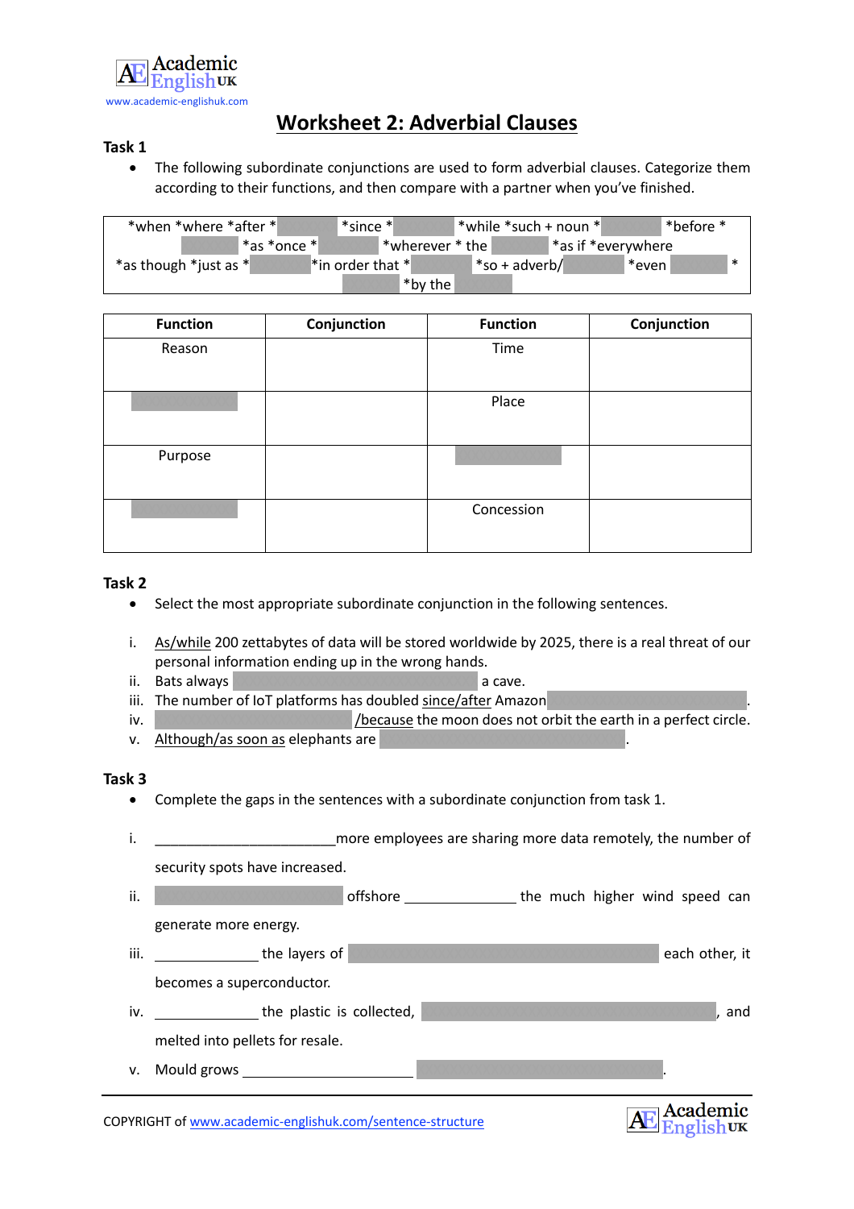Academic English UK
www.academic-englishuk.com

# Worksheet 2: Adverbial Clauses

## Task 1

- The following subordinate conjunctions are used to form adverbial clauses. Categorize them according to their functions, and then compare with a partner when you've finished.

| *when *where *after * *since * *while *such + noun * *before * *as *once * *wherever * the *as if *everywhere *as though *just as * *in order that * *so + adverb/ *even * *by the |
|---|

| Function | Conjunction | Function | Conjunction |
|---|---|---|---|
| Reason | | Time | |
| | | Place | |
| Purpose | | | |
| | | Concession | |

## Task 2

- Select the most appropriate subordinate conjunction in the following sentences.

i. As/while 200 zettabytes of data will be stored worldwide by 2025, there is a real threat of our personal information ending up in the wrong hands.
ii. Bats always a cave.
iii. The number of IoT platforms has doubled since/after Amazon .
iv. /because the moon does not orbit the earth in a perfect circle.
v. Although/as soon as elephants are .

## Task 3

- Complete the gaps in the sentences with a subordinate conjunction from task 1.

i. ______________________more employees are sharing more data remotely, the number of security spots have increased.

ii. offshore ______________ the much higher wind speed can generate more energy.

iii. _____________ the layers of each other, it becomes a superconductor.

iv. _____________ the plastic is collected, , and melted into pellets for resale.

v. Mould grows ______________________ .

COPYRIGHT of www.academic-englishuk.com/sentence-structure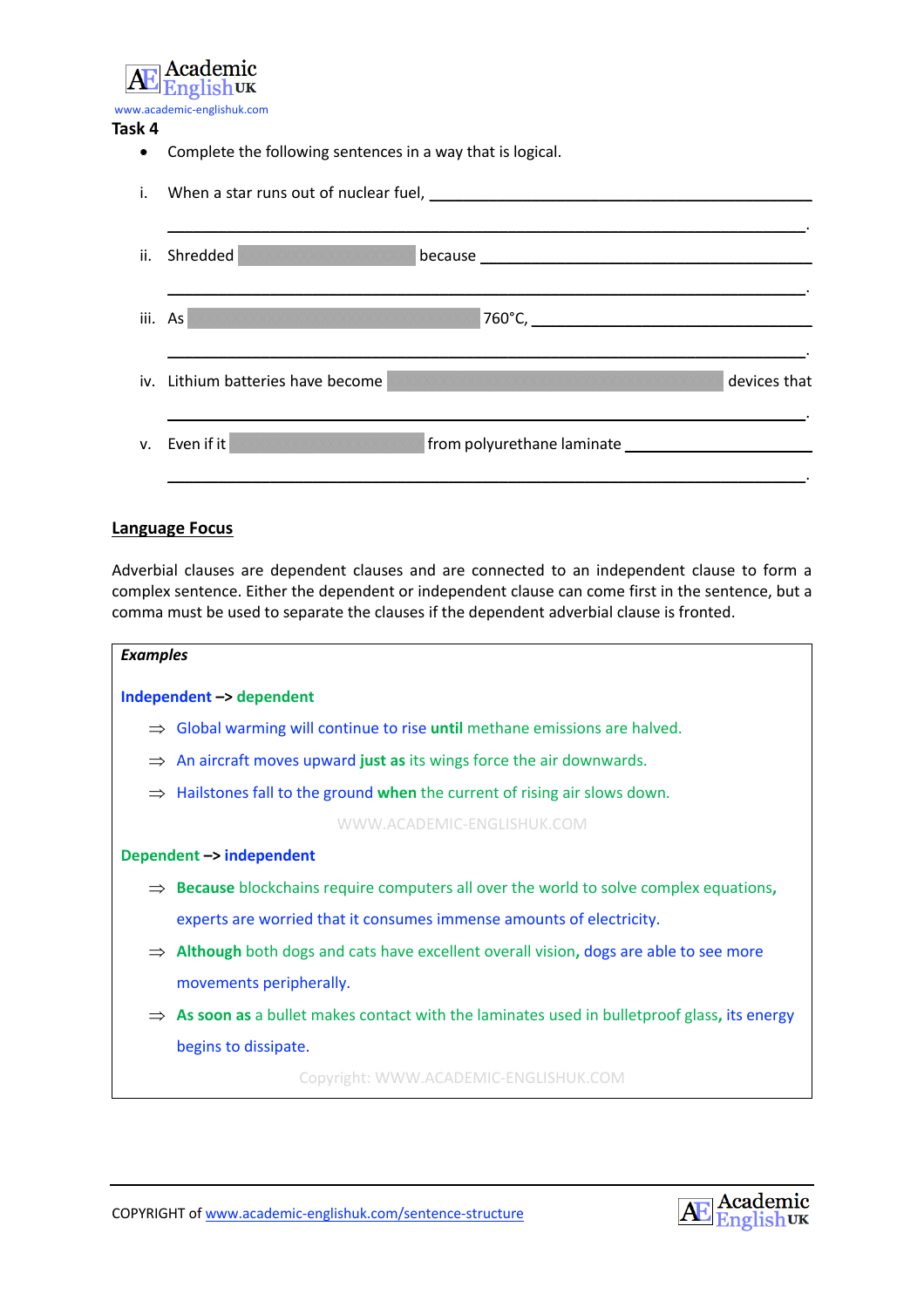### Task 4

- Complete the following sentences in a way that is logical.

i. When a star runs out of nuclear fuel, ______________________________________________

______________________________________________________________________.

ii. Shredded ________________ because ________________________________________

______________________________________________________________________.

iii. As ____________________________ 760°C, ______________________________

______________________________________________________________________.

iv. Lithium batteries have become ________________________________ devices that

______________________________________________________________________.

v. Even if it ________________ from polyurethane laminate ___________________

______________________________________________________________________.

## Language Focus

Adverbial clauses are dependent clauses and are connected to an independent clause to form a complex sentence. Either the dependent or independent clause can come first in the sentence, but a comma must be used to separate the clauses if the dependent adverbial clause is fronted.

***Examples***

**Independent –> dependent**

⇒ Global warming will continue to rise **until** methane emissions are halved.

⇒ An aircraft moves upward **just as** its wings force the air downwards.

⇒ Hailstones fall to the ground **when** the current of rising air slows down.

**Dependent –> independent**

⇒ **Because** blockchains require computers all over the world to solve complex equations**,** experts are worried that it consumes immense amounts of electricity.

⇒ **Although** both dogs and cats have excellent overall vision**,** dogs are able to see more movements peripherally.

⇒ **As soon as** a bullet makes contact with the laminates used in bulletproof glass**,** its energy begins to dissipate.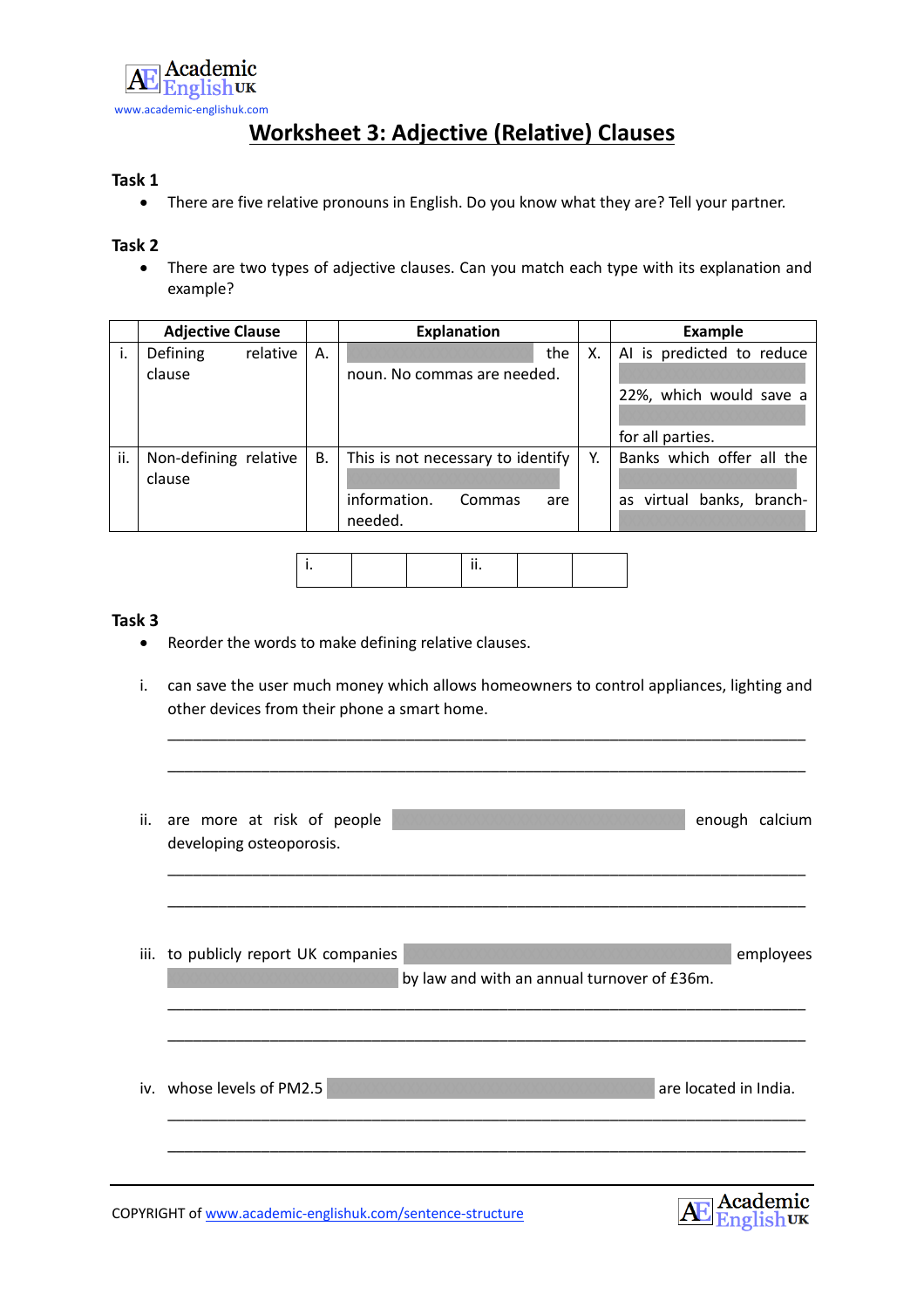# Worksheet 3: Adjective (Relative) Clauses

**Task 1**

- There are five relative pronouns in English. Do you know what they are? Tell your partner.

**Task 2**

- There are two types of adjective clauses. Can you match each type with its explanation and example?

| | Adjective Clause | | Explanation | | Example |
|---|---|---|---|---|---|
| i. | Defining relative clause | A. | the noun. No commas are needed. | X. | AI is predicted to reduce 22%, which would save a for all parties. |
| ii. | Non-defining relative clause | B. | This is not necessary to identify information. Commas are needed. | Y. | Banks which offer all the as virtual banks, branch- |

| i. | | | ii. | | |
|---|---|---|---|---|---|

**Task 3**

- Reorder the words to make defining relative clauses.

i. can save the user much money which allows homeowners to control appliances, lighting and other devices from their phone a smart home.

___________________________________________________________________________

___________________________________________________________________________

ii. are more at risk of people enough calcium developing osteoporosis.

___________________________________________________________________________

___________________________________________________________________________

iii. to publicly report UK companies employees by law and with an annual turnover of £36m.

___________________________________________________________________________

___________________________________________________________________________

iv. whose levels of PM2.5 are located in India.

___________________________________________________________________________

___________________________________________________________________________

COPYRIGHT of www.academic-englishuk.com/sentence-structure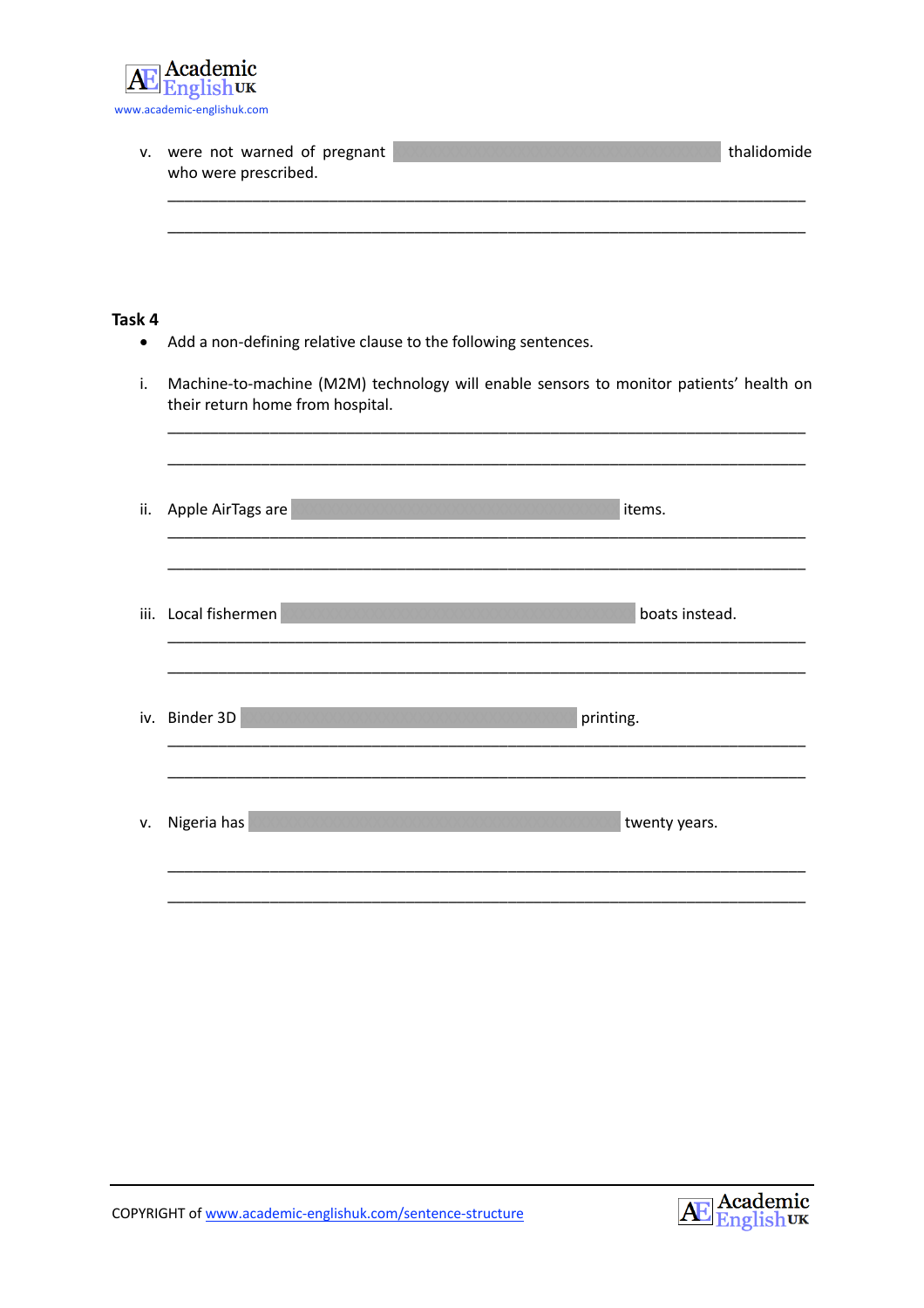v. were not warned of pregnant ______________ thalidomide who were prescribed.

______________________________________________________________________

______________________________________________________________________

**Task 4**

- Add a non-defining relative clause to the following sentences.

i. Machine-to-machine (M2M) technology will enable sensors to monitor patients' health on their return home from hospital.

______________________________________________________________________

______________________________________________________________________

ii. Apple AirTags are ______________ items.

______________________________________________________________________

______________________________________________________________________

iii. Local fishermen ______________ boats instead.

______________________________________________________________________

______________________________________________________________________

iv. Binder 3D ______________ printing.

______________________________________________________________________

______________________________________________________________________

v. Nigeria has ______________ twenty years.

______________________________________________________________________

______________________________________________________________________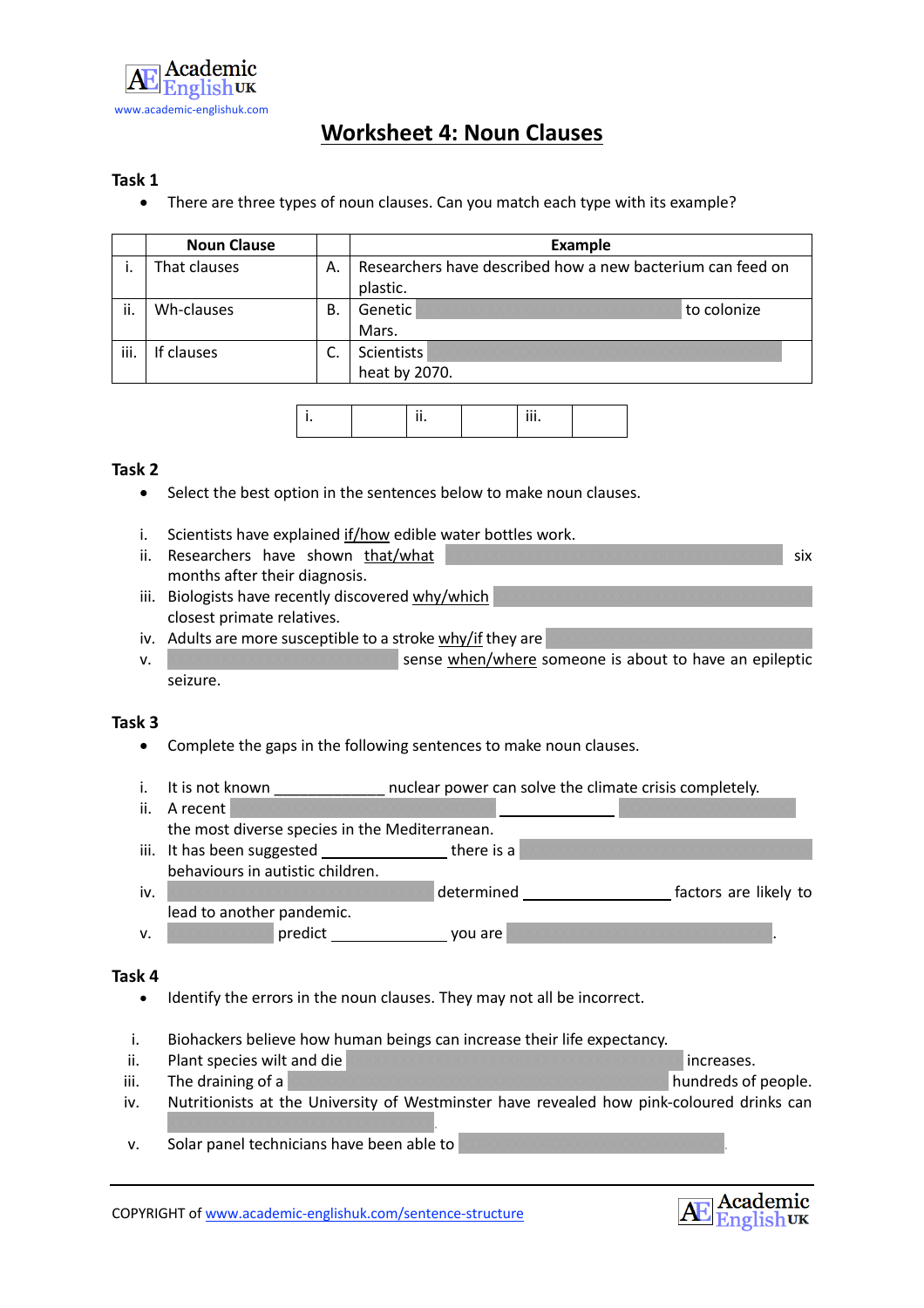# Worksheet 4: Noun Clauses

### Task 1

- There are three types of noun clauses. Can you match each type with its example?

| | Noun Clause | | Example |
|---|---|---|---|
| i. | That clauses | A. | Researchers have described how a new bacterium can feed on plastic. |
| ii. | Wh-clauses | B. | Genetic to colonize Mars. |
| iii. | If clauses | C. | Scientists heat by 2070. |

| i. | | ii. | | iii. | |
|---|---|---|---|---|---|

### Task 2

- Select the best option in the sentences below to make noun clauses.

i. Scientists have explained if/how edible water bottles work.
ii. Researchers have shown that/what six months after their diagnosis.
iii. Biologists have recently discovered why/which closest primate relatives.
iv. Adults are more susceptible to a stroke why/if they are
v. sense when/where someone is about to have an epileptic seizure.

### Task 3

- Complete the gaps in the following sentences to make noun clauses.

i. It is not known _____________ nuclear power can solve the climate crisis completely.
ii. A recent _____________ the most diverse species in the Mediterranean.
iii. It has been suggested ________________ there is a behaviours in autistic children.
iv. determined _________________ factors are likely to lead to another pandemic.
v. predict _____________ you are .

### Task 4

- Identify the errors in the noun clauses. They may not all be incorrect.

i. Biohackers believe how human beings can increase their life expectancy.
ii. Plant species wilt and die increases.
iii. The draining of a hundreds of people.
iv. Nutritionists at the University of Westminster have revealed how pink-coloured drinks can .
v. Solar panel technicians have been able to .

COPYRIGHT of www.academic-englishuk.com/sentence-structure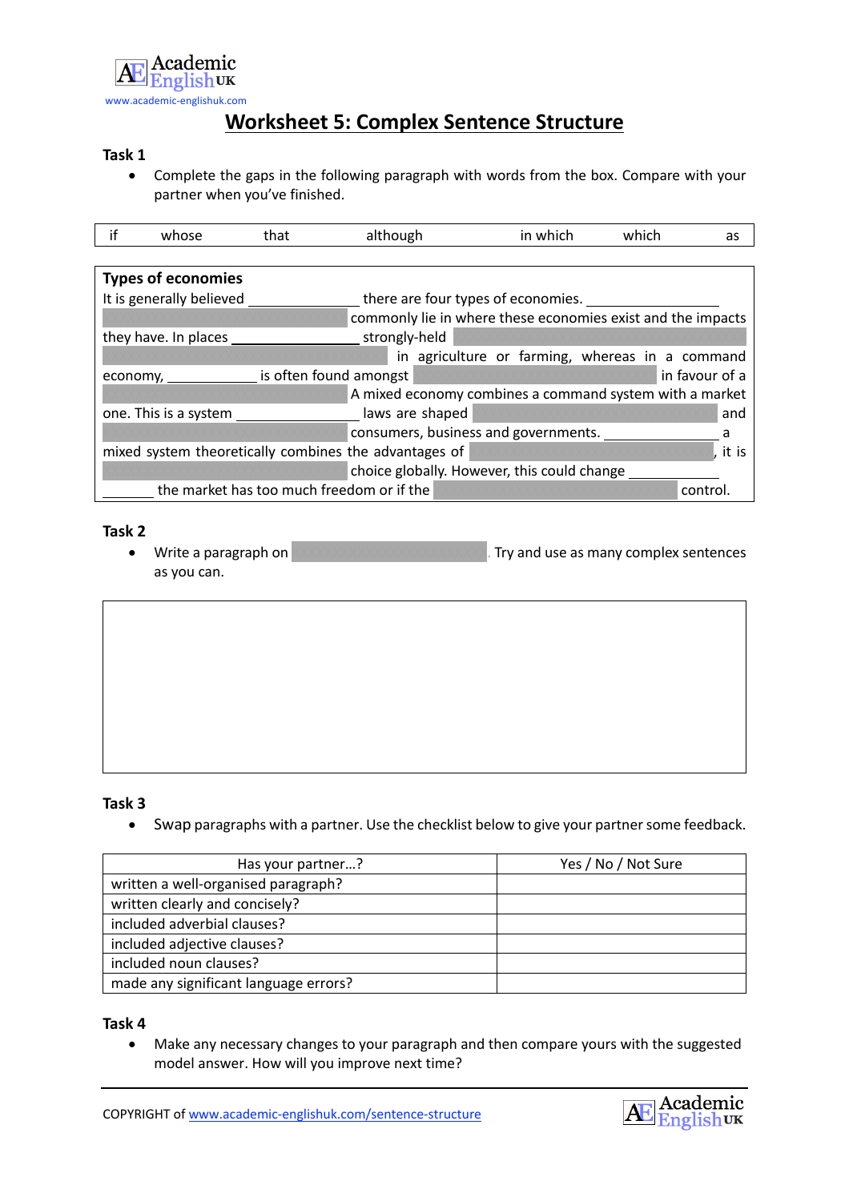# Worksheet 5: Complex Sentence Structure

**Task 1**

- Complete the gaps in the following paragraph with words from the box. Compare with your partner when you've finished.

| if | whose | that | although | in which | which | as |
|---|---|---|---|---|---|---|

**Types of economies**

It is generally believed \_\_\_\_\_\_\_\_\_\_\_\_\_\_ there are four types of economies. \_\_\_\_\_\_\_\_\_\_\_\_\_\_ commonly lie in where these economies exist and the impacts they have. In places \_\_\_\_\_\_\_\_\_\_\_\_\_\_ strongly-held \_\_\_\_\_\_\_\_\_\_\_\_\_\_ in agriculture or farming, whereas in a command economy, \_\_\_\_\_\_\_\_\_\_ is often found amongst \_\_\_\_\_\_\_\_\_\_\_\_\_\_ in favour of a \_\_\_\_\_\_\_\_\_\_\_\_\_\_ A mixed economy combines a command system with a market one. This is a system \_\_\_\_\_\_\_\_\_\_\_\_\_\_ laws are shaped \_\_\_\_\_\_\_\_\_\_\_\_\_\_ and \_\_\_\_\_\_\_\_\_\_\_\_\_\_ consumers, business and governments. \_\_\_\_\_\_\_\_\_\_\_\_\_\_ a mixed system theoretically combines the advantages of \_\_\_\_\_\_\_\_\_\_\_\_\_\_, it is \_\_\_\_\_\_\_\_\_\_\_\_\_\_ choice globally. However, this could change \_\_\_\_\_\_\_\_\_\_\_\_\_\_ \_\_\_\_\_\_\_ the market has too much freedom or if the \_\_\_\_\_\_\_\_\_\_\_\_\_\_ control.

**Task 2**

- Write a paragraph on \_\_\_\_\_\_\_\_\_\_\_\_\_\_. Try and use as many complex sentences as you can.

**Task 3**

- Swap paragraphs with a partner. Use the checklist below to give your partner some feedback.

| Has your partner…? | Yes / No / Not Sure |
|---|---|
| written a well-organised paragraph? | |
| written clearly and concisely? | |
| included adverbial clauses? | |
| included adjective clauses? | |
| included noun clauses? | |
| made any significant language errors? | |

**Task 4**

- Make any necessary changes to your paragraph and then compare yours with the suggested model answer. How will you improve next time?

COPYRIGHT of www.academic-englishuk.com/sentence-structure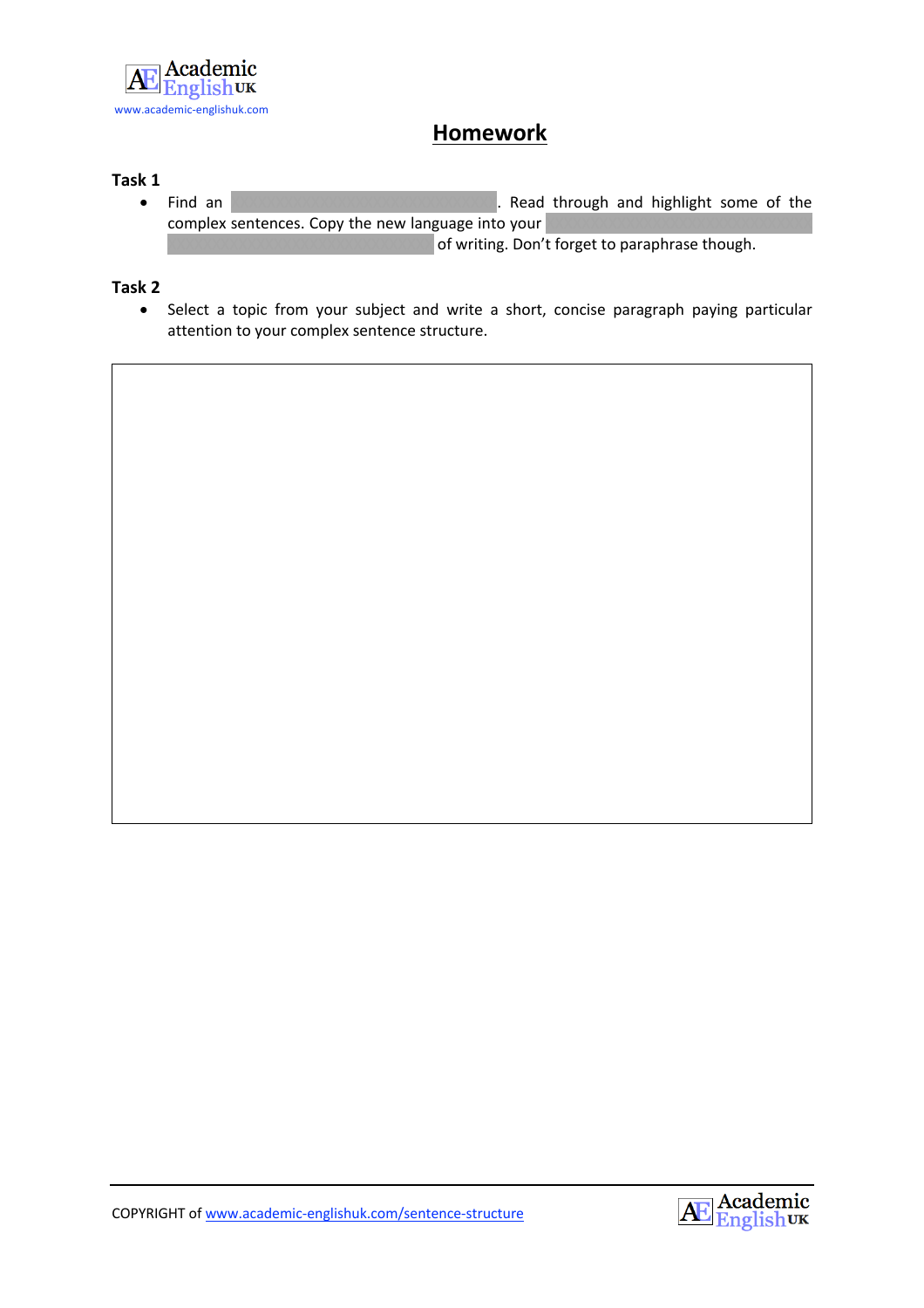# Homework

**Task 1**

- Find an ______________________. Read through and highlight some of the complex sentences. Copy the new language into your ______________________ ______________________ of writing. Don't forget to paraphrase though.

**Task 2**

- Select a topic from your subject and write a short, concise paragraph paying particular attention to your complex sentence structure.

| |
|---|
| |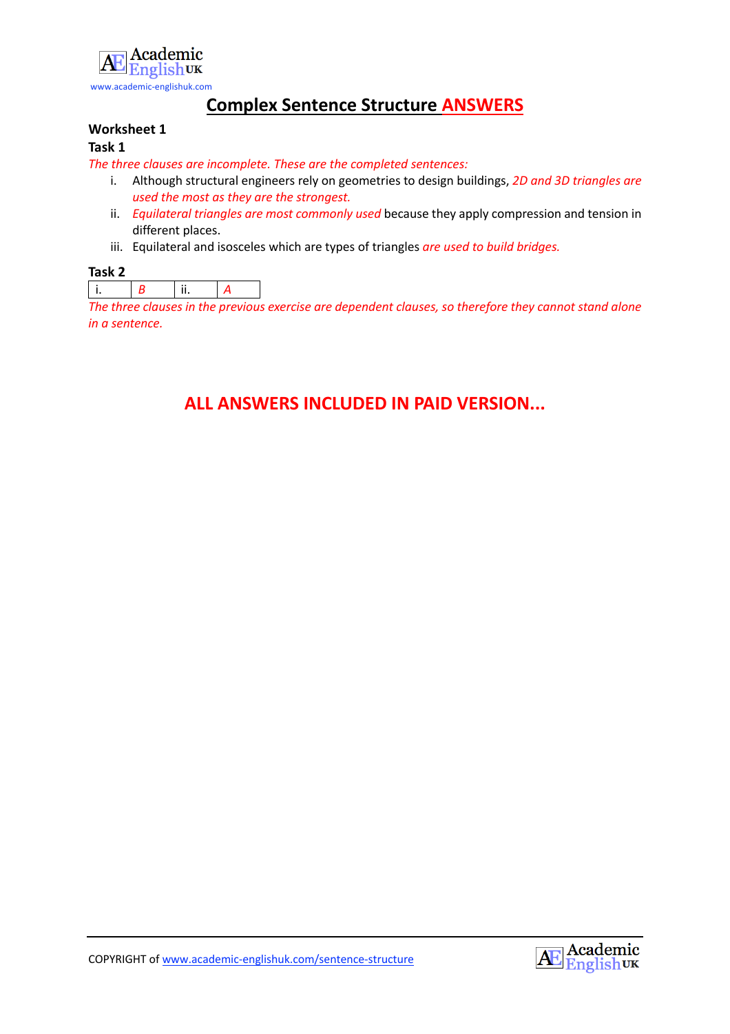Academic English UK
www.academic-englishuk.com

# Complex Sentence Structure ANSWERS

### Worksheet 1

### Task 1

*The three clauses are incomplete. These are the completed sentences:*

i. Although structural engineers rely on geometries to design buildings, *2D and 3D triangles are used the most as they are the strongest.*
ii. *Equilateral triangles are most commonly used* because they apply compression and tension in different places.
iii. Equilateral and isosceles which are types of triangles *are used to build bridges.*

### Task 2

| | | | |
|---|---|---|---|
| i. | *B* | ii. | *A* |

*The three clauses in the previous exercise are dependent clauses, so therefore they cannot stand alone in a sentence.*

## ALL ANSWERS INCLUDED IN PAID VERSION...

COPYRIGHT of www.academic-englishuk.com/sentence-structure